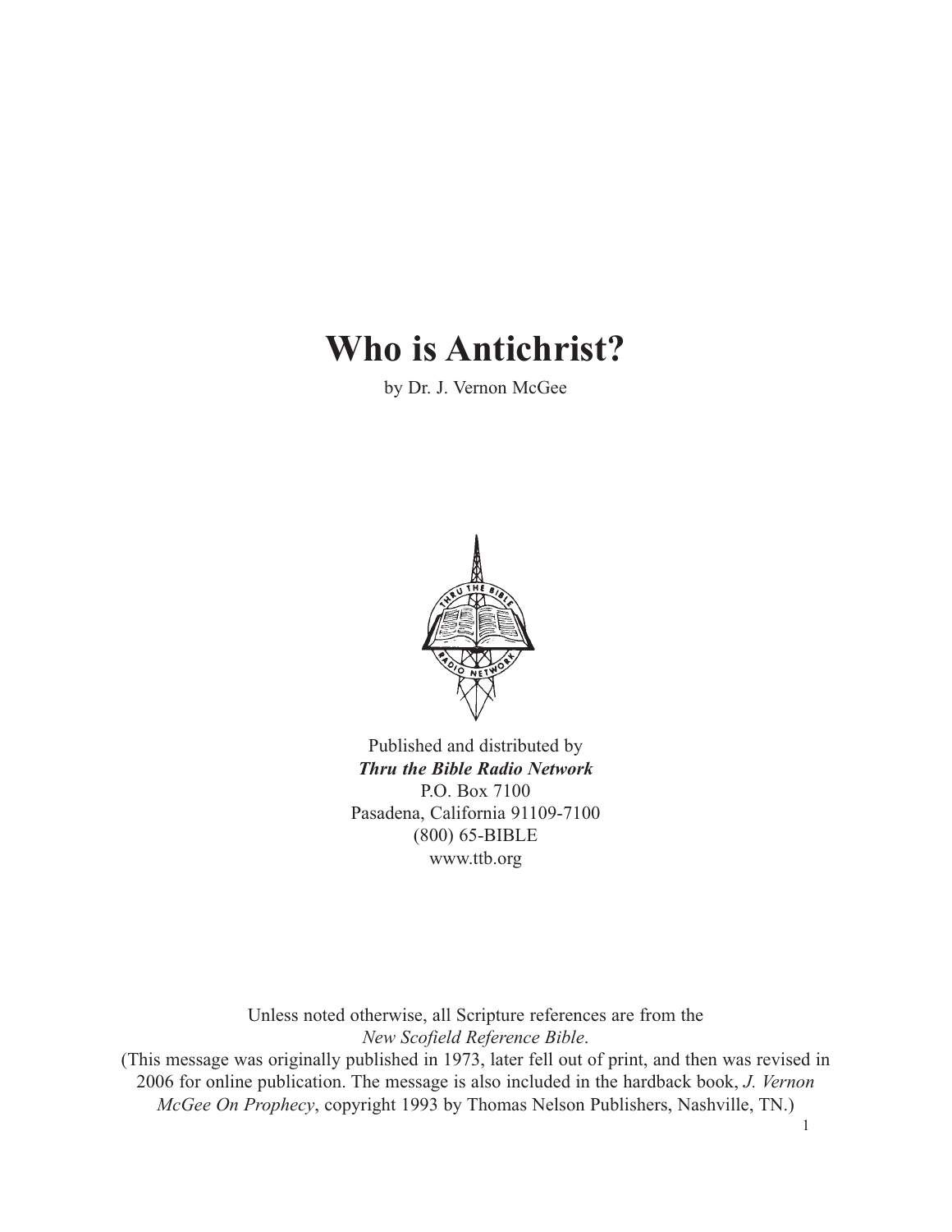# Who is Antichrist?

by Dr. J. Vernon McGee

Published and distributed by
***Thru the Bible Radio Network***
P.O. Box 7100
Pasadena, California 91109-7100
(800) 65-BIBLE
www.ttb.org

Unless noted otherwise, all Scripture references are from the *New Scofield Reference Bible*.
(This message was originally published in 1973, later fell out of print, and then was revised in 2006 for online publication. The message is also included in the hardback book, *J. Vernon McGee On Prophecy*, copyright 1993 by Thomas Nelson Publishers, Nashville, TN.)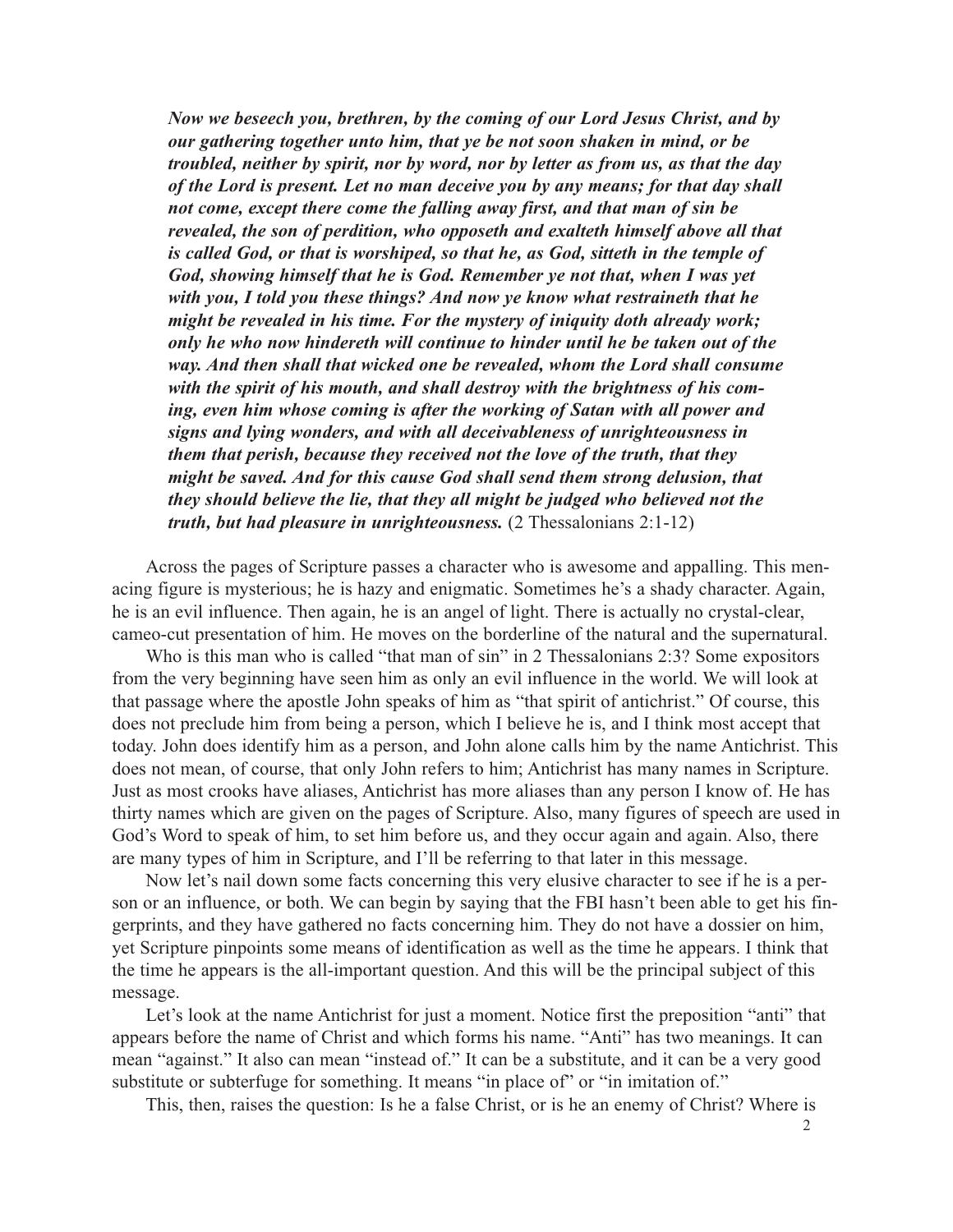> ***Now we beseech you, brethren, by the coming of our Lord Jesus Christ, and by our gathering together unto him, that ye be not soon shaken in mind, or be troubled, neither by spirit, nor by word, nor by letter as from us, as that the day of the Lord is present. Let no man deceive you by any means; for that day shall not come, except there come the falling away first, and that man of sin be revealed, the son of perdition, who opposeth and exalteth himself above all that is called God, or that is worshiped, so that he, as God, sitteth in the temple of God, showing himself that he is God. Remember ye not that, when I was yet with you, I told you these things? And now ye know what restraineth that he might be revealed in his time. For the mystery of iniquity doth already work; only he who now hindereth will continue to hinder until he be taken out of the way. And then shall that wicked one be revealed, whom the Lord shall consume with the spirit of his mouth, and shall destroy with the brightness of his coming, even him whose coming is after the working of Satan with all power and signs and lying wonders, and with all deceivableness of unrighteousness in them that perish, because they received not the love of the truth, that they might be saved. And for this cause God shall send them strong delusion, that they should believe the lie, that they all might be judged who believed not the truth, but had pleasure in unrighteousness.*** (2 Thessalonians 2:1-12)

Across the pages of Scripture passes a character who is awesome and appalling. This menacing figure is mysterious; he is hazy and enigmatic. Sometimes he's a shady character. Again, he is an evil influence. Then again, he is an angel of light. There is actually no crystal-clear, cameo-cut presentation of him. He moves on the borderline of the natural and the supernatural.

Who is this man who is called "that man of sin" in 2 Thessalonians 2:3? Some expositors from the very beginning have seen him as only an evil influence in the world. We will look at that passage where the apostle John speaks of him as "that spirit of antichrist." Of course, this does not preclude him from being a person, which I believe he is, and I think most accept that today. John does identify him as a person, and John alone calls him by the name Antichrist. This does not mean, of course, that only John refers to him; Antichrist has many names in Scripture. Just as most crooks have aliases, Antichrist has more aliases than any person I know of. He has thirty names which are given on the pages of Scripture. Also, many figures of speech are used in God's Word to speak of him, to set him before us, and they occur again and again. Also, there are many types of him in Scripture, and I'll be referring to that later in this message.

Now let's nail down some facts concerning this very elusive character to see if he is a person or an influence, or both. We can begin by saying that the FBI hasn't been able to get his fingerprints, and they have gathered no facts concerning him. They do not have a dossier on him, yet Scripture pinpoints some means of identification as well as the time he appears. I think that the time he appears is the all-important question. And this will be the principal subject of this message.

Let's look at the name Antichrist for just a moment. Notice first the preposition "anti" that appears before the name of Christ and which forms his name. "Anti" has two meanings. It can mean "against." It also can mean "instead of." It can be a substitute, and it can be a very good substitute or subterfuge for something. It means "in place of" or "in imitation of."

This, then, raises the question: Is he a false Christ, or is he an enemy of Christ? Where is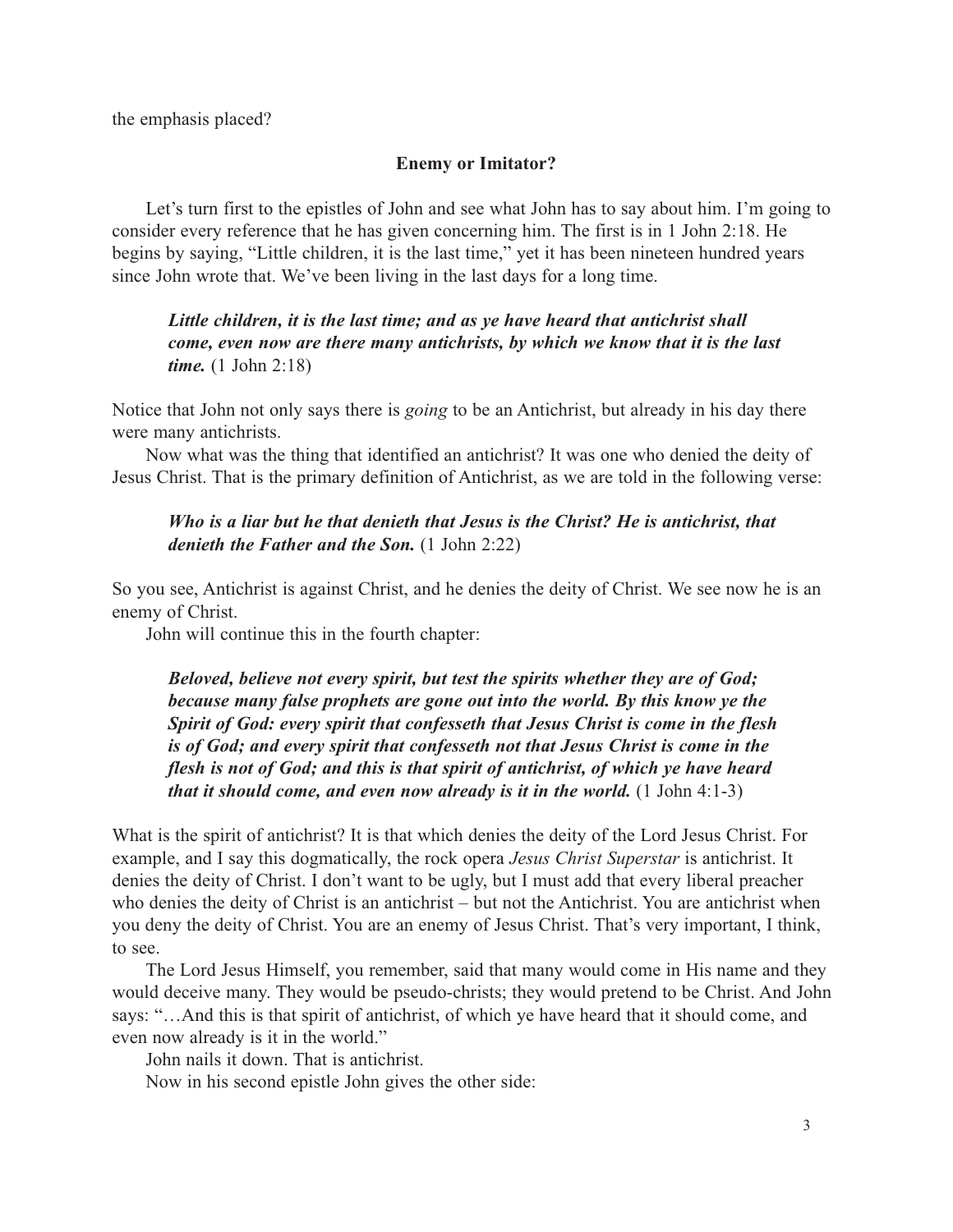the emphasis placed?

### Enemy or Imitator?

Let's turn first to the epistles of John and see what John has to say about him. I'm going to consider every reference that he has given concerning him. The first is in 1 John 2:18. He begins by saying, "Little children, it is the last time," yet it has been nineteen hundred years since John wrote that. We've been living in the last days for a long time.

> ***Little children, it is the last time; and as ye have heard that antichrist shall come, even now are there many antichrists, by which we know that it is the last time.*** (1 John 2:18)

Notice that John not only says there is *going* to be an Antichrist, but already in his day there were many antichrists.

Now what was the thing that identified an antichrist? It was one who denied the deity of Jesus Christ. That is the primary definition of Antichrist, as we are told in the following verse:

> ***Who is a liar but he that denieth that Jesus is the Christ? He is antichrist, that denieth the Father and the Son.*** (1 John 2:22)

So you see, Antichrist is against Christ, and he denies the deity of Christ. We see now he is an enemy of Christ.

John will continue this in the fourth chapter:

> ***Beloved, believe not every spirit, but test the spirits whether they are of God; because many false prophets are gone out into the world. By this know ye the Spirit of God: every spirit that confesseth that Jesus Christ is come in the flesh is of God; and every spirit that confesseth not that Jesus Christ is come in the flesh is not of God; and this is that spirit of antichrist, of which ye have heard that it should come, and even now already is it in the world.*** (1 John 4:1-3)

What is the spirit of antichrist? It is that which denies the deity of the Lord Jesus Christ. For example, and I say this dogmatically, the rock opera *Jesus Christ Superstar* is antichrist. It denies the deity of Christ. I don't want to be ugly, but I must add that every liberal preacher who denies the deity of Christ is an antichrist – but not the Antichrist. You are antichrist when you deny the deity of Christ. You are an enemy of Jesus Christ. That's very important, I think, to see.

The Lord Jesus Himself, you remember, said that many would come in His name and they would deceive many. They would be pseudo-christs; they would pretend to be Christ. And John says: "…And this is that spirit of antichrist, of which ye have heard that it should come, and even now already is it in the world."

John nails it down. That is antichrist.

Now in his second epistle John gives the other side: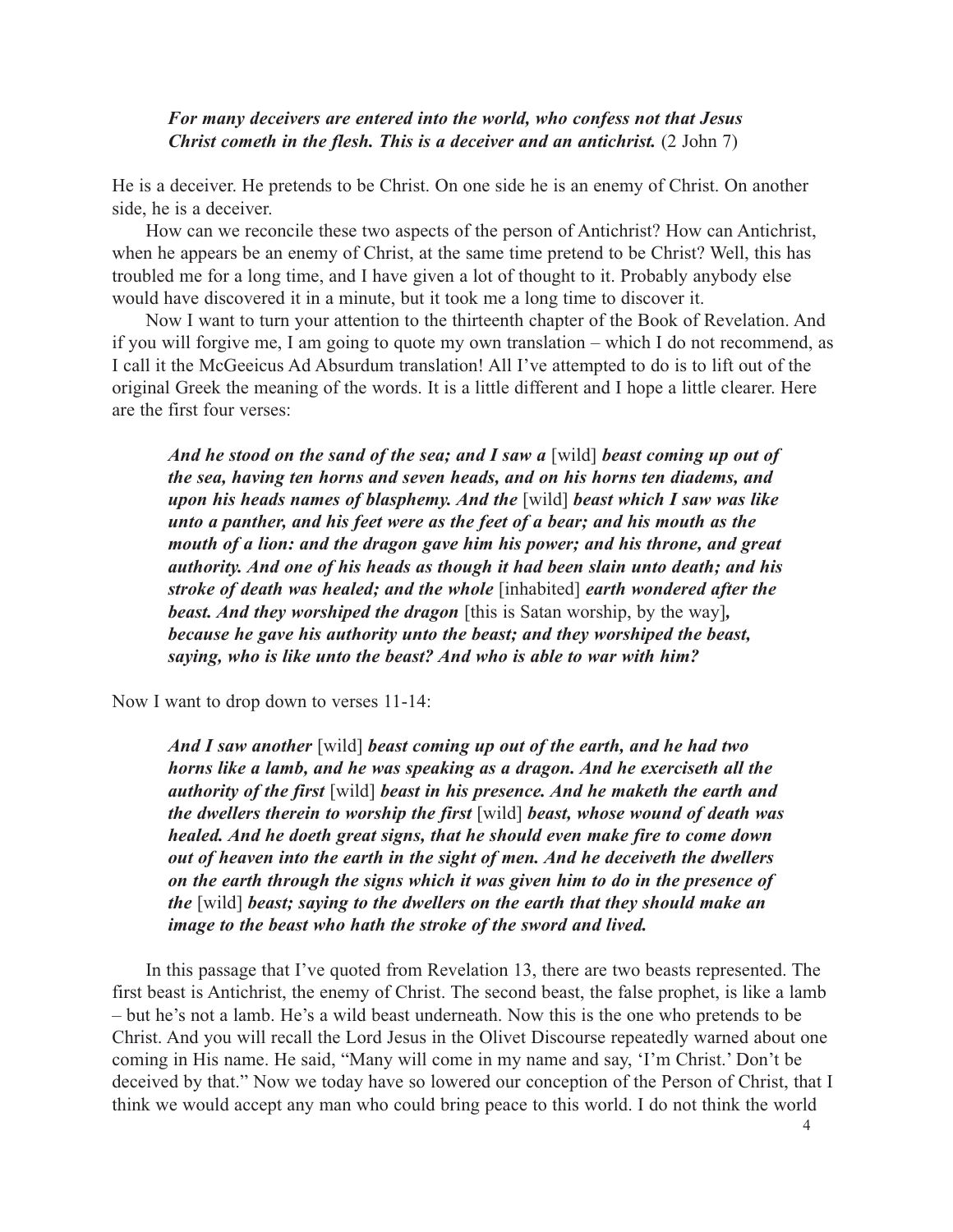> ***For many deceivers are entered into the world, who confess not that Jesus Christ cometh in the flesh. This is a deceiver and an antichrist.*** (2 John 7)

He is a deceiver. He pretends to be Christ. On one side he is an enemy of Christ. On another side, he is a deceiver.

How can we reconcile these two aspects of the person of Antichrist? How can Antichrist, when he appears be an enemy of Christ, at the same time pretend to be Christ? Well, this has troubled me for a long time, and I have given a lot of thought to it. Probably anybody else would have discovered it in a minute, but it took me a long time to discover it.

Now I want to turn your attention to the thirteenth chapter of the Book of Revelation. And if you will forgive me, I am going to quote my own translation – which I do not recommend, as I call it the McGeeicus Ad Absurdum translation! All I've attempted to do is to lift out of the original Greek the meaning of the words. It is a little different and I hope a little clearer. Here are the first four verses:

> ***And he stood on the sand of the sea; and I saw a*** [wild] ***beast coming up out of the sea, having ten horns and seven heads, and on his horns ten diadems, and upon his heads names of blasphemy. And the*** [wild] ***beast which I saw was like unto a panther, and his feet were as the feet of a bear; and his mouth as the mouth of a lion: and the dragon gave him his power; and his throne, and great authority. And one of his heads as though it had been slain unto death; and his stroke of death was healed; and the whole*** [inhabited] ***earth wondered after the beast. And they worshiped the dragon*** [this is Satan worship, by the way]***, because he gave his authority unto the beast; and they worshiped the beast, saying, who is like unto the beast? And who is able to war with him?***

Now I want to drop down to verses 11-14:

> ***And I saw another*** [wild] ***beast coming up out of the earth, and he had two horns like a lamb, and he was speaking as a dragon. And he exerciseth all the authority of the first*** [wild] ***beast in his presence. And he maketh the earth and the dwellers therein to worship the first*** [wild] ***beast, whose wound of death was healed. And he doeth great signs, that he should even make fire to come down out of heaven into the earth in the sight of men. And he deceiveth the dwellers on the earth through the signs which it was given him to do in the presence of the*** [wild] ***beast; saying to the dwellers on the earth that they should make an image to the beast who hath the stroke of the sword and lived.***

In this passage that I've quoted from Revelation 13, there are two beasts represented. The first beast is Antichrist, the enemy of Christ. The second beast, the false prophet, is like a lamb – but he's not a lamb. He's a wild beast underneath. Now this is the one who pretends to be Christ. And you will recall the Lord Jesus in the Olivet Discourse repeatedly warned about one coming in His name. He said, "Many will come in my name and say, 'I'm Christ.' Don't be deceived by that." Now we today have so lowered our conception of the Person of Christ, that I think we would accept any man who could bring peace to this world. I do not think the world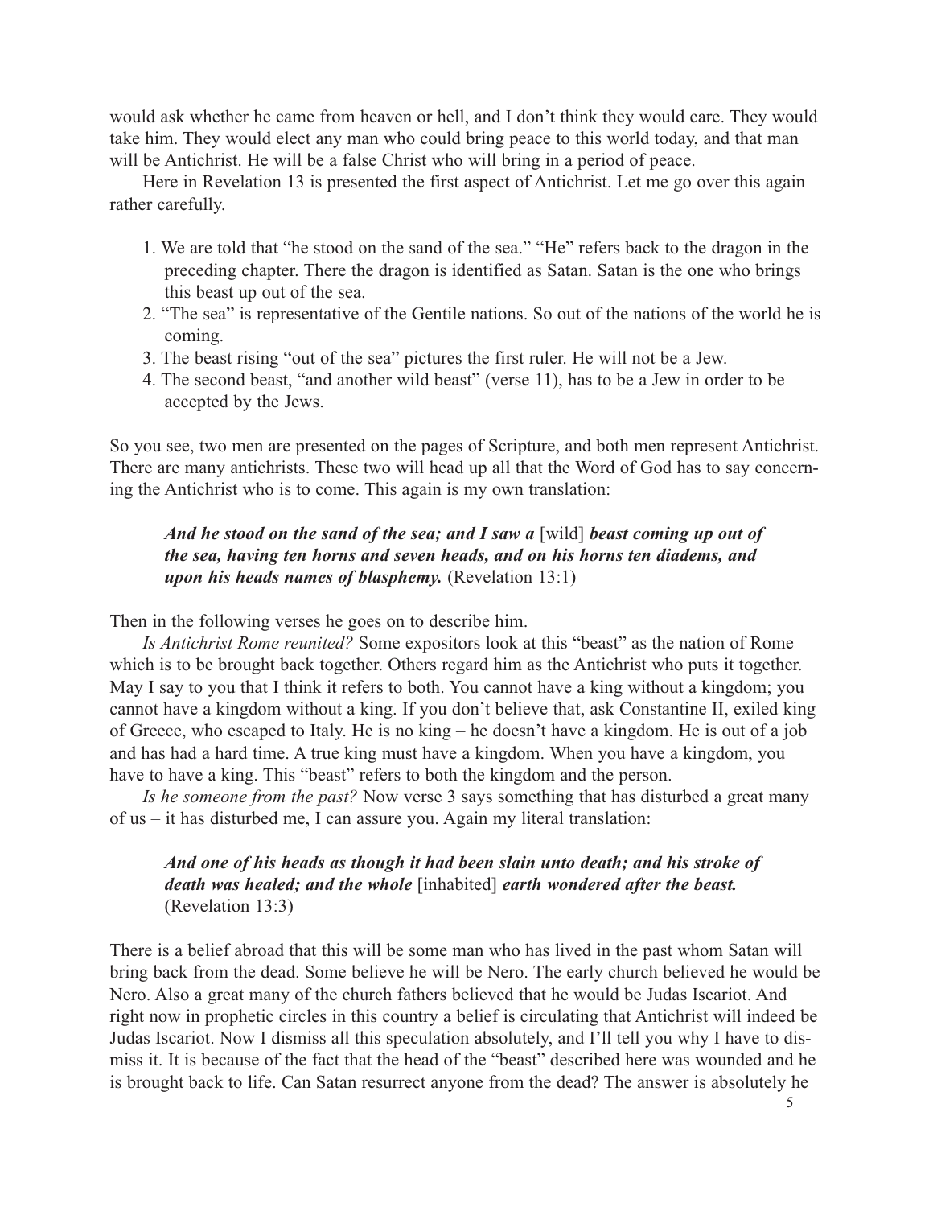would ask whether he came from heaven or hell, and I don't think they would care. They would take him. They would elect any man who could bring peace to this world today, and that man will be Antichrist. He will be a false Christ who will bring in a period of peace.

Here in Revelation 13 is presented the first aspect of Antichrist. Let me go over this again rather carefully.

1. We are told that "he stood on the sand of the sea." "He" refers back to the dragon in the preceding chapter. There the dragon is identified as Satan. Satan is the one who brings this beast up out of the sea.
2. "The sea" is representative of the Gentile nations. So out of the nations of the world he is coming.
3. The beast rising "out of the sea" pictures the first ruler. He will not be a Jew.
4. The second beast, "and another wild beast" (verse 11), has to be a Jew in order to be accepted by the Jews.

So you see, two men are presented on the pages of Scripture, and both men represent Antichrist. There are many antichrists. These two will head up all that the Word of God has to say concerning the Antichrist who is to come. This again is my own translation:

> ***And he stood on the sand of the sea; and I saw a*** [wild] ***beast coming up out of the sea, having ten horns and seven heads, and on his horns ten diadems, and upon his heads names of blasphemy.*** (Revelation 13:1)

Then in the following verses he goes on to describe him.

*Is Antichrist Rome reunited?* Some expositors look at this "beast" as the nation of Rome which is to be brought back together. Others regard him as the Antichrist who puts it together. May I say to you that I think it refers to both. You cannot have a king without a kingdom; you cannot have a kingdom without a king. If you don't believe that, ask Constantine II, exiled king of Greece, who escaped to Italy. He is no king – he doesn't have a kingdom. He is out of a job and has had a hard time. A true king must have a kingdom. When you have a kingdom, you have to have a king. This "beast" refers to both the kingdom and the person.

*Is he someone from the past?* Now verse 3 says something that has disturbed a great many of us – it has disturbed me, I can assure you. Again my literal translation:

> ***And one of his heads as though it had been slain unto death; and his stroke of death was healed; and the whole*** [inhabited] ***earth wondered after the beast.*** (Revelation 13:3)

There is a belief abroad that this will be some man who has lived in the past whom Satan will bring back from the dead. Some believe he will be Nero. The early church believed he would be Nero. Also a great many of the church fathers believed that he would be Judas Iscariot. And right now in prophetic circles in this country a belief is circulating that Antichrist will indeed be Judas Iscariot. Now I dismiss all this speculation absolutely, and I'll tell you why I have to dismiss it. It is because of the fact that the head of the "beast" described here was wounded and he is brought back to life. Can Satan resurrect anyone from the dead? The answer is absolutely he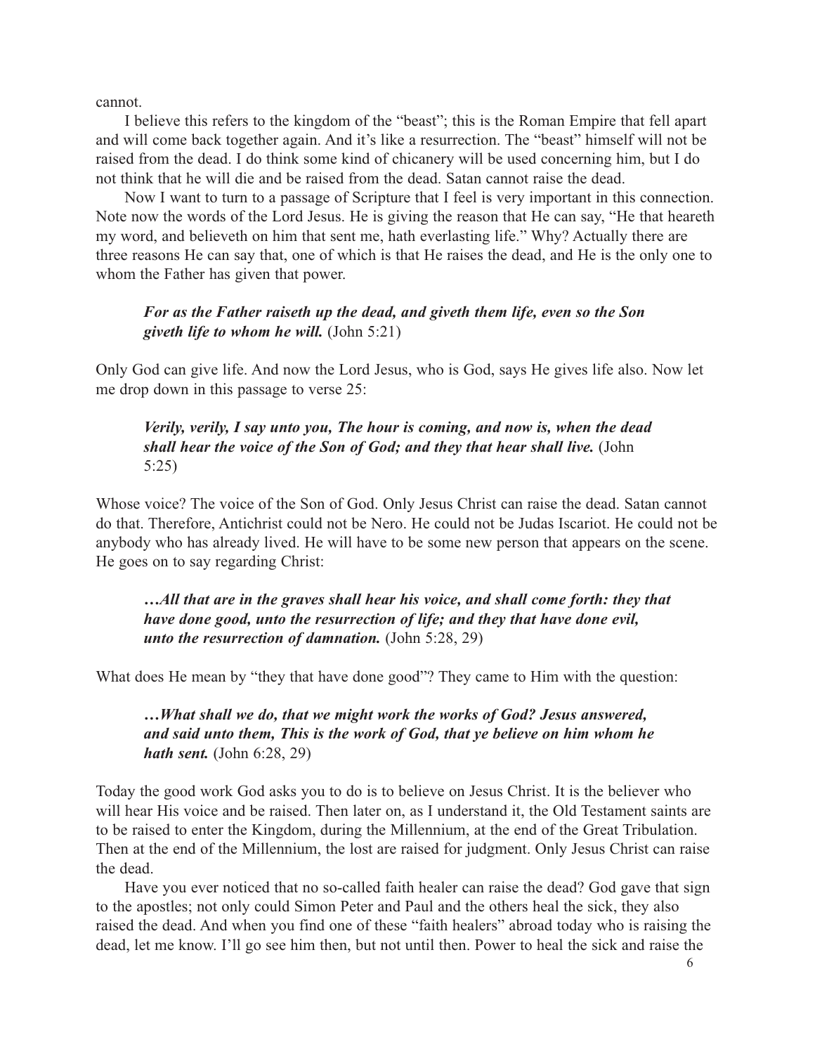cannot.

I believe this refers to the kingdom of the "beast"; this is the Roman Empire that fell apart and will come back together again. And it's like a resurrection. The "beast" himself will not be raised from the dead. I do think some kind of chicanery will be used concerning him, but I do not think that he will die and be raised from the dead. Satan cannot raise the dead.

Now I want to turn to a passage of Scripture that I feel is very important in this connection. Note now the words of the Lord Jesus. He is giving the reason that He can say, "He that heareth my word, and believeth on him that sent me, hath everlasting life." Why? Actually there are three reasons He can say that, one of which is that He raises the dead, and He is the only one to whom the Father has given that power.

> ***For as the Father raiseth up the dead, and giveth them life, even so the Son giveth life to whom he will.*** (John 5:21)

Only God can give life. And now the Lord Jesus, who is God, says He gives life also. Now let me drop down in this passage to verse 25:

> ***Verily, verily, I say unto you, The hour is coming, and now is, when the dead shall hear the voice of the Son of God; and they that hear shall live.*** (John 5:25)

Whose voice? The voice of the Son of God. Only Jesus Christ can raise the dead. Satan cannot do that. Therefore, Antichrist could not be Nero. He could not be Judas Iscariot. He could not be anybody who has already lived. He will have to be some new person that appears on the scene. He goes on to say regarding Christ:

> ***…All that are in the graves shall hear his voice, and shall come forth: they that have done good, unto the resurrection of life; and they that have done evil, unto the resurrection of damnation.*** (John 5:28, 29)

What does He mean by "they that have done good"? They came to Him with the question:

> ***…What shall we do, that we might work the works of God? Jesus answered, and said unto them, This is the work of God, that ye believe on him whom he hath sent.*** (John 6:28, 29)

Today the good work God asks you to do is to believe on Jesus Christ. It is the believer who will hear His voice and be raised. Then later on, as I understand it, the Old Testament saints are to be raised to enter the Kingdom, during the Millennium, at the end of the Great Tribulation. Then at the end of the Millennium, the lost are raised for judgment. Only Jesus Christ can raise the dead.

Have you ever noticed that no so-called faith healer can raise the dead? God gave that sign to the apostles; not only could Simon Peter and Paul and the others heal the sick, they also raised the dead. And when you find one of these "faith healers" abroad today who is raising the dead, let me know. I'll go see him then, but not until then. Power to heal the sick and raise the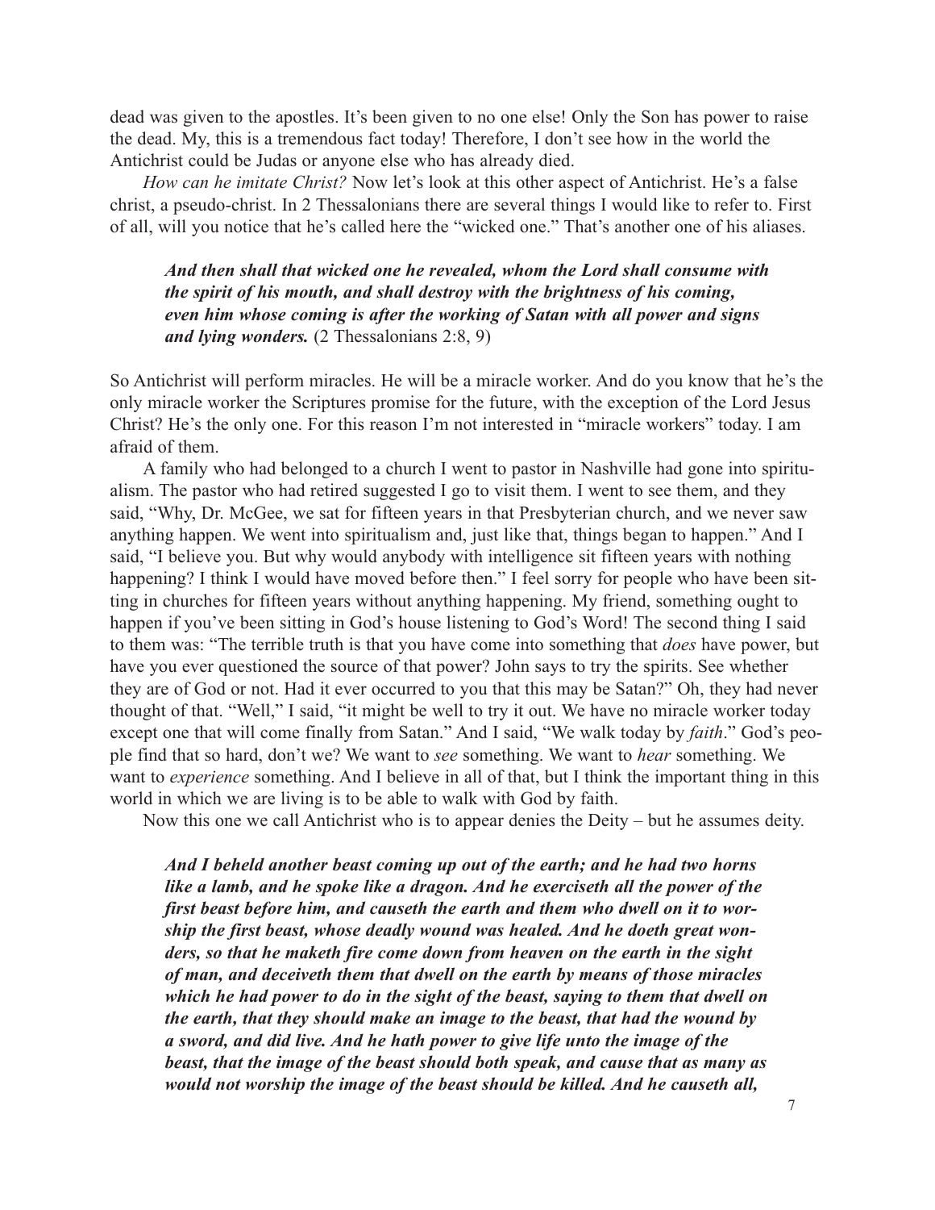dead was given to the apostles. It's been given to no one else! Only the Son has power to raise the dead. My, this is a tremendous fact today! Therefore, I don't see how in the world the Antichrist could be Judas or anyone else who has already died.

*How can he imitate Christ?* Now let's look at this other aspect of Antichrist. He's a false christ, a pseudo-christ. In 2 Thessalonians there are several things I would like to refer to. First of all, will you notice that he's called here the "wicked one." That's another one of his aliases.

> ***And then shall that wicked one he revealed, whom the Lord shall consume with the spirit of his mouth, and shall destroy with the brightness of his coming, even him whose coming is after the working of Satan with all power and signs and lying wonders.*** (2 Thessalonians 2:8, 9)

So Antichrist will perform miracles. He will be a miracle worker. And do you know that he's the only miracle worker the Scriptures promise for the future, with the exception of the Lord Jesus Christ? He's the only one. For this reason I'm not interested in "miracle workers" today. I am afraid of them.

A family who had belonged to a church I went to pastor in Nashville had gone into spiritualism. The pastor who had retired suggested I go to visit them. I went to see them, and they said, "Why, Dr. McGee, we sat for fifteen years in that Presbyterian church, and we never saw anything happen. We went into spiritualism and, just like that, things began to happen." And I said, "I believe you. But why would anybody with intelligence sit fifteen years with nothing happening? I think I would have moved before then." I feel sorry for people who have been sitting in churches for fifteen years without anything happening. My friend, something ought to happen if you've been sitting in God's house listening to God's Word! The second thing I said to them was: "The terrible truth is that you have come into something that *does* have power, but have you ever questioned the source of that power? John says to try the spirits. See whether they are of God or not. Had it ever occurred to you that this may be Satan?" Oh, they had never thought of that. "Well," I said, "it might be well to try it out. We have no miracle worker today except one that will come finally from Satan." And I said, "We walk today by *faith*." God's people find that so hard, don't we? We want to *see* something. We want to *hear* something. We want to *experience* something. And I believe in all of that, but I think the important thing in this world in which we are living is to be able to walk with God by faith.

Now this one we call Antichrist who is to appear denies the Deity – but he assumes deity.

> ***And I beheld another beast coming up out of the earth; and he had two horns like a lamb, and he spoke like a dragon. And he exerciseth all the power of the first beast before him, and causeth the earth and them who dwell on it to worship the first beast, whose deadly wound was healed. And he doeth great wonders, so that he maketh fire come down from heaven on the earth in the sight of man, and deceiveth them that dwell on the earth by means of those miracles which he had power to do in the sight of the beast, saying to them that dwell on the earth, that they should make an image to the beast, that had the wound by a sword, and did live. And he hath power to give life unto the image of the beast, that the image of the beast should both speak, and cause that as many as would not worship the image of the beast should be killed. And he causeth all,***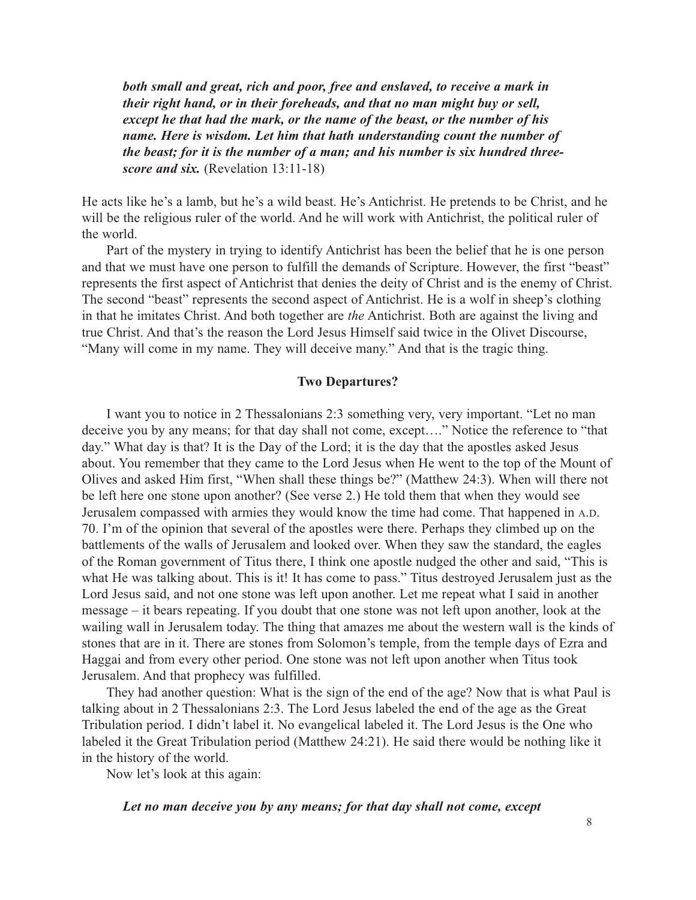***both small and great, rich and poor, free and enslaved, to receive a mark in their right hand, or in their foreheads, and that no man might buy or sell, except he that had the mark, or the name of the beast, or the number of his name. Here is wisdom. Let him that hath understanding count the number of the beast; for it is the number of a man; and his number is six hundred three-score and six.*** (Revelation 13:11-18)

He acts like he's a lamb, but he's a wild beast. He's Antichrist. He pretends to be Christ, and he will be the religious ruler of the world. And he will work with Antichrist, the political ruler of the world.

Part of the mystery in trying to identify Antichrist has been the belief that he is one person and that we must have one person to fulfill the demands of Scripture. However, the first "beast" represents the first aspect of Antichrist that denies the deity of Christ and is the enemy of Christ. The second "beast" represents the second aspect of Antichrist. He is a wolf in sheep's clothing in that he imitates Christ. And both together are *the* Antichrist. Both are against the living and true Christ. And that's the reason the Lord Jesus Himself said twice in the Olivet Discourse, "Many will come in my name. They will deceive many." And that is the tragic thing.

**Two Departures?**

I want you to notice in 2 Thessalonians 2:3 something very, very important. "Let no man deceive you by any means; for that day shall not come, except…." Notice the reference to "that day." What day is that? It is the Day of the Lord; it is the day that the apostles asked Jesus about. You remember that they came to the Lord Jesus when He went to the top of the Mount of Olives and asked Him first, "When shall these things be?" (Matthew 24:3). When will there not be left here one stone upon another? (See verse 2.) He told them that when they would see Jerusalem compassed with armies they would know the time had come. That happened in A.D. 70. I'm of the opinion that several of the apostles were there. Perhaps they climbed up on the battlements of the walls of Jerusalem and looked over. When they saw the standard, the eagles of the Roman government of Titus there, I think one apostle nudged the other and said, "This is what He was talking about. This is it! It has come to pass." Titus destroyed Jerusalem just as the Lord Jesus said, and not one stone was left upon another. Let me repeat what I said in another message – it bears repeating. If you doubt that one stone was not left upon another, look at the wailing wall in Jerusalem today. The thing that amazes me about the western wall is the kinds of stones that are in it. There are stones from Solomon's temple, from the temple days of Ezra and Haggai and from every other period. One stone was not left upon another when Titus took Jerusalem. And that prophecy was fulfilled.

They had another question: What is the sign of the end of the age? Now that is what Paul is talking about in 2 Thessalonians 2:3. The Lord Jesus labeled the end of the age as the Great Tribulation period. I didn't label it. No evangelical labeled it. The Lord Jesus is the One who labeled it the Great Tribulation period (Matthew 24:21). He said there would be nothing like it in the history of the world.

Now let's look at this again:

***Let no man deceive you by any means; for that day shall not come, except***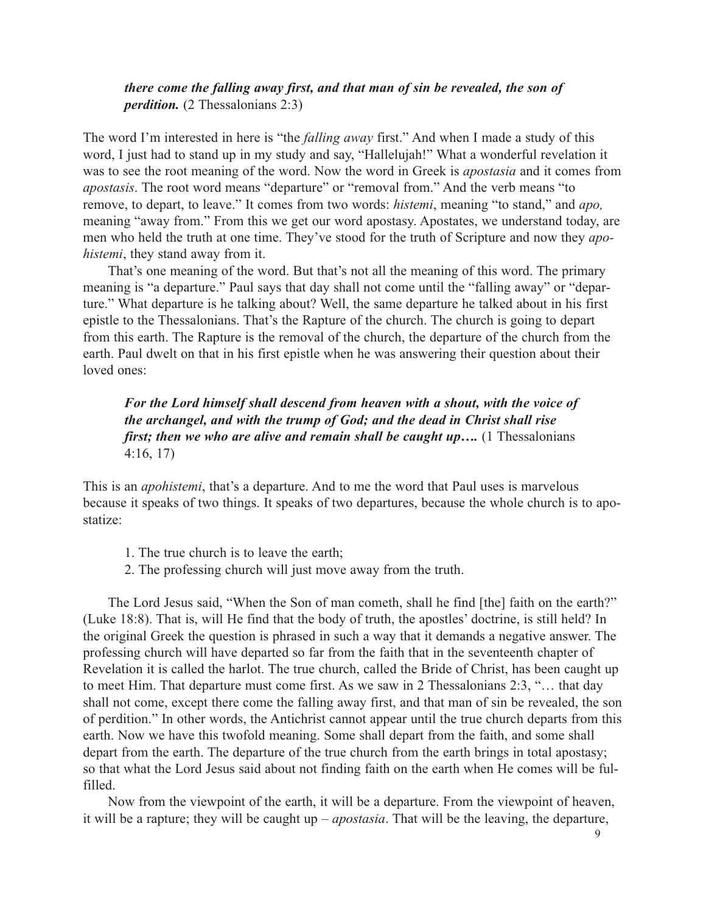*there come the falling away first, and that man of sin be revealed, the son of perdition.* (2 Thessalonians 2:3)

The word I'm interested in here is "the *falling away* first." And when I made a study of this word, I just had to stand up in my study and say, "Hallelujah!" What a wonderful revelation it was to see the root meaning of the word. Now the word in Greek is *apostasia* and it comes from *apostasis*. The root word means "departure" or "removal from." And the verb means "to remove, to depart, to leave." It comes from two words: *histemi*, meaning "to stand," and *apo,* meaning "away from." From this we get our word apostasy. Apostates, we understand today, are men who held the truth at one time. They've stood for the truth of Scripture and now they *apohistemi*, they stand away from it.

That's one meaning of the word. But that's not all the meaning of this word. The primary meaning is "a departure." Paul says that day shall not come until the "falling away" or "departure." What departure is he talking about? Well, the same departure he talked about in his first epistle to the Thessalonians. That's the Rapture of the church. The church is going to depart from this earth. The Rapture is the removal of the church, the departure of the church from the earth. Paul dwelt on that in his first epistle when he was answering their question about their loved ones:

> ***For the Lord himself shall descend from heaven with a shout, with the voice of the archangel, and with the trump of God; and the dead in Christ shall rise first; then we who are alive and remain shall be caught up….*** (1 Thessalonians 4:16, 17)

This is an *apohistemi*, that's a departure. And to me the word that Paul uses is marvelous because it speaks of two things. It speaks of two departures, because the whole church is to apostatize:

1. The true church is to leave the earth;
2. The professing church will just move away from the truth.

The Lord Jesus said, "When the Son of man cometh, shall he find [the] faith on the earth?" (Luke 18:8). That is, will He find that the body of truth, the apostles' doctrine, is still held? In the original Greek the question is phrased in such a way that it demands a negative answer. The professing church will have departed so far from the faith that in the seventeenth chapter of Revelation it is called the harlot. The true church, called the Bride of Christ, has been caught up to meet Him. That departure must come first. As we saw in 2 Thessalonians 2:3, "… that day shall not come, except there come the falling away first, and that man of sin be revealed, the son of perdition." In other words, the Antichrist cannot appear until the true church departs from this earth. Now we have this twofold meaning. Some shall depart from the faith, and some shall depart from the earth. The departure of the true church from the earth brings in total apostasy; so that what the Lord Jesus said about not finding faith on the earth when He comes will be fulfilled.

Now from the viewpoint of the earth, it will be a departure. From the viewpoint of heaven, it will be a rapture; they will be caught up – *apostasia*. That will be the leaving, the departure,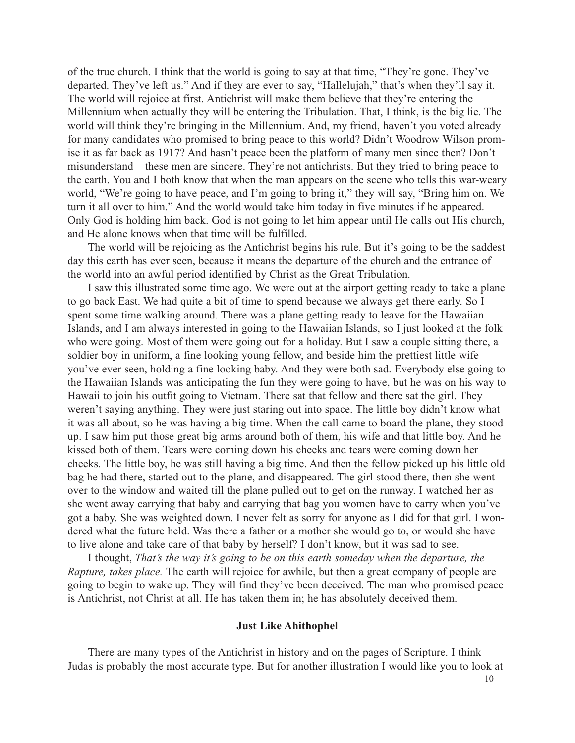of the true church. I think that the world is going to say at that time, "They're gone. They've departed. They've left us." And if they are ever to say, "Hallelujah," that's when they'll say it. The world will rejoice at first. Antichrist will make them believe that they're entering the Millennium when actually they will be entering the Tribulation. That, I think, is the big lie. The world will think they're bringing in the Millennium. And, my friend, haven't you voted already for many candidates who promised to bring peace to this world? Didn't Woodrow Wilson promise it as far back as 1917? And hasn't peace been the platform of many men since then? Don't misunderstand – these men are sincere. They're not antichrists. But they tried to bring peace to the earth. You and I both know that when the man appears on the scene who tells this war-weary world, "We're going to have peace, and I'm going to bring it," they will say, "Bring him on. We turn it all over to him." And the world would take him today in five minutes if he appeared. Only God is holding him back. God is not going to let him appear until He calls out His church, and He alone knows when that time will be fulfilled.

The world will be rejoicing as the Antichrist begins his rule. But it's going to be the saddest day this earth has ever seen, because it means the departure of the church and the entrance of the world into an awful period identified by Christ as the Great Tribulation.

I saw this illustrated some time ago. We were out at the airport getting ready to take a plane to go back East. We had quite a bit of time to spend because we always get there early. So I spent some time walking around. There was a plane getting ready to leave for the Hawaiian Islands, and I am always interested in going to the Hawaiian Islands, so I just looked at the folk who were going. Most of them were going out for a holiday. But I saw a couple sitting there, a soldier boy in uniform, a fine looking young fellow, and beside him the prettiest little wife you've ever seen, holding a fine looking baby. And they were both sad. Everybody else going to the Hawaiian Islands was anticipating the fun they were going to have, but he was on his way to Hawaii to join his outfit going to Vietnam. There sat that fellow and there sat the girl. They weren't saying anything. They were just staring out into space. The little boy didn't know what it was all about, so he was having a big time. When the call came to board the plane, they stood up. I saw him put those great big arms around both of them, his wife and that little boy. And he kissed both of them. Tears were coming down his cheeks and tears were coming down her cheeks. The little boy, he was still having a big time. And then the fellow picked up his little old bag he had there, started out to the plane, and disappeared. The girl stood there, then she went over to the window and waited till the plane pulled out to get on the runway. I watched her as she went away carrying that baby and carrying that bag you women have to carry when you've got a baby. She was weighted down. I never felt as sorry for anyone as I did for that girl. I wondered what the future held. Was there a father or a mother she would go to, or would she have to live alone and take care of that baby by herself? I don't know, but it was sad to see.

I thought, *That's the way it's going to be on this earth someday when the departure, the Rapture, takes place.* The earth will rejoice for awhile, but then a great company of people are going to begin to wake up. They will find they've been deceived. The man who promised peace is Antichrist, not Christ at all. He has taken them in; he has absolutely deceived them.

### Just Like Ahithophel

There are many types of the Antichrist in history and on the pages of Scripture. I think Judas is probably the most accurate type. But for another illustration I would like you to look at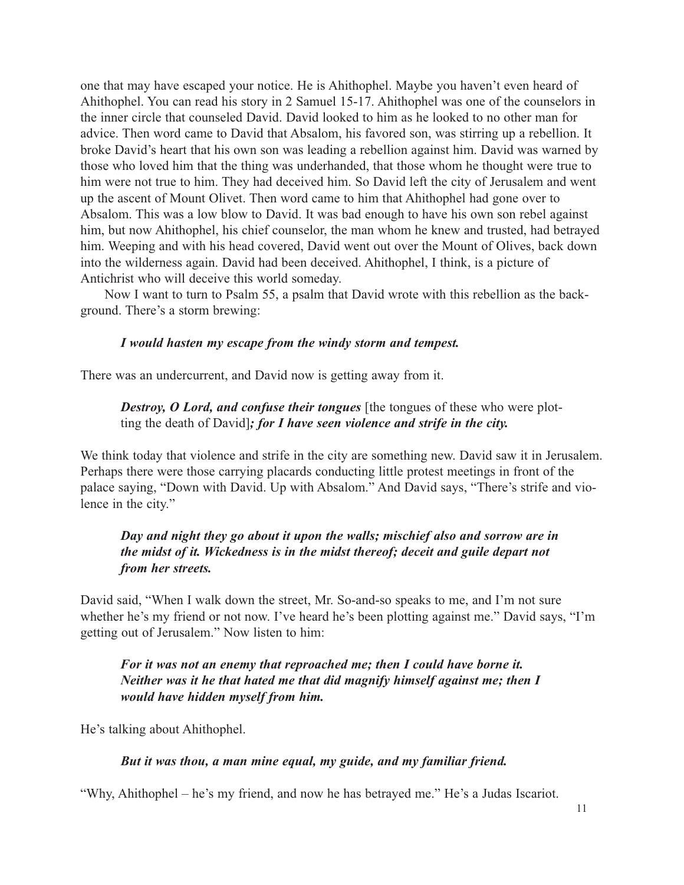one that may have escaped your notice. He is Ahithophel. Maybe you haven't even heard of Ahithophel. You can read his story in 2 Samuel 15-17. Ahithophel was one of the counselors in the inner circle that counseled David. David looked to him as he looked to no other man for advice. Then word came to David that Absalom, his favored son, was stirring up a rebellion. It broke David's heart that his own son was leading a rebellion against him. David was warned by those who loved him that the thing was underhanded, that those whom he thought were true to him were not true to him. They had deceived him. So David left the city of Jerusalem and went up the ascent of Mount Olivet. Then word came to him that Ahithophel had gone over to Absalom. This was a low blow to David. It was bad enough to have his own son rebel against him, but now Ahithophel, his chief counselor, the man whom he knew and trusted, had betrayed him. Weeping and with his head covered, David went out over the Mount of Olives, back down into the wilderness again. David had been deceived. Ahithophel, I think, is a picture of Antichrist who will deceive this world someday.

Now I want to turn to Psalm 55, a psalm that David wrote with this rebellion as the background. There's a storm brewing:

> ***I would hasten my escape from the windy storm and tempest.***

There was an undercurrent, and David now is getting away from it.

> ***Destroy, O Lord, and confuse their tongues*** [the tongues of these who were plotting the death of David]***; for I have seen violence and strife in the city.***

We think today that violence and strife in the city are something new. David saw it in Jerusalem. Perhaps there were those carrying placards conducting little protest meetings in front of the palace saying, "Down with David. Up with Absalom." And David says, "There's strife and violence in the city."

> ***Day and night they go about it upon the walls; mischief also and sorrow are in the midst of it. Wickedness is in the midst thereof; deceit and guile depart not from her streets.***

David said, "When I walk down the street, Mr. So-and-so speaks to me, and I'm not sure whether he's my friend or not now. I've heard he's been plotting against me." David says, "I'm getting out of Jerusalem." Now listen to him:

> ***For it was not an enemy that reproached me; then I could have borne it. Neither was it he that hated me that did magnify himself against me; then I would have hidden myself from him.***

He's talking about Ahithophel.

> ***But it was thou, a man mine equal, my guide, and my familiar friend.***

"Why, Ahithophel – he's my friend, and now he has betrayed me." He's a Judas Iscariot.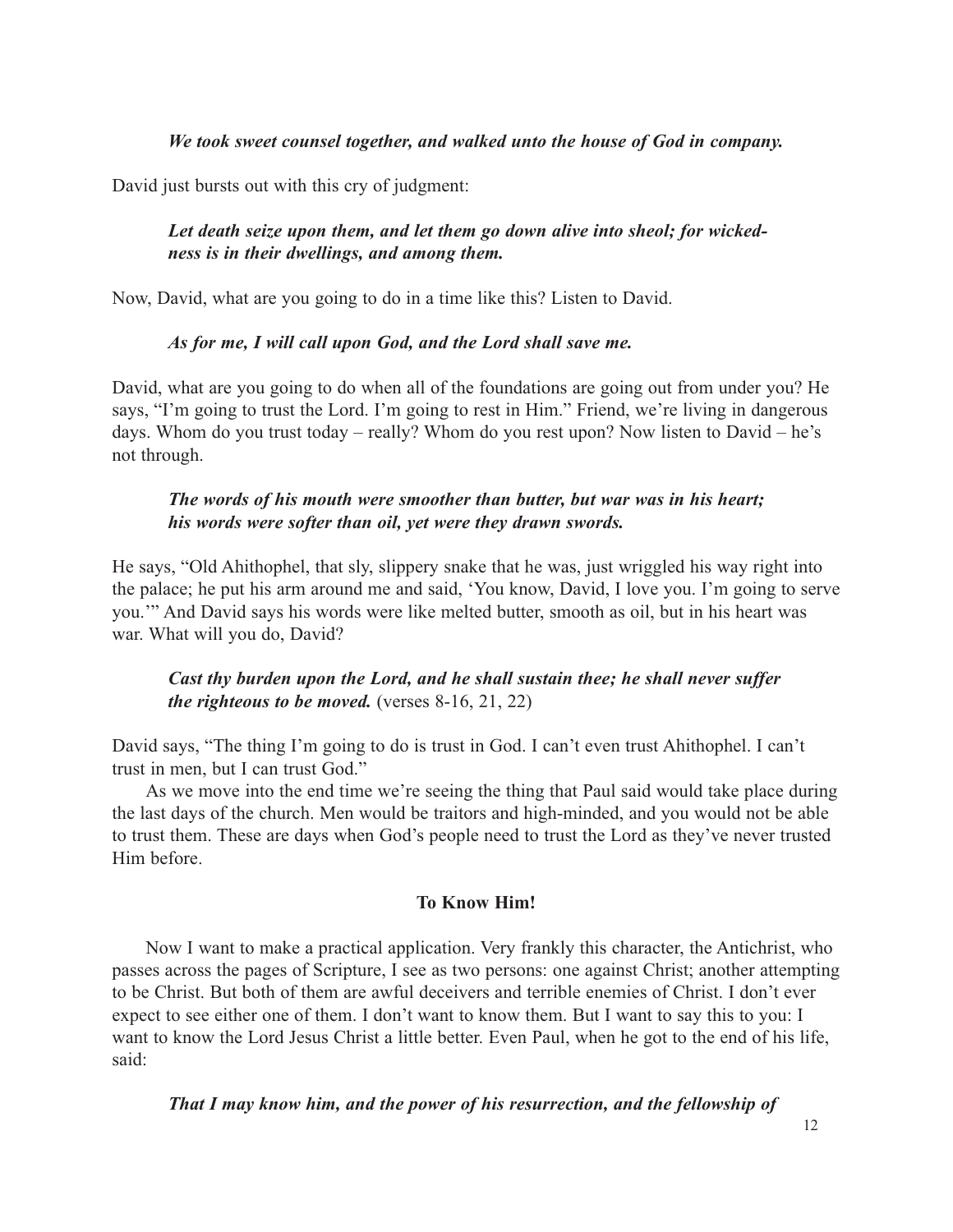*We took sweet counsel together, and walked unto the house of God in company.*

David just bursts out with this cry of judgment:

> ***Let death seize upon them, and let them go down alive into sheol; for wickedness is in their dwellings, and among them.***

Now, David, what are you going to do in a time like this? Listen to David.

> ***As for me, I will call upon God, and the Lord shall save me.***

David, what are you going to do when all of the foundations are going out from under you? He says, "I'm going to trust the Lord. I'm going to rest in Him." Friend, we're living in dangerous days. Whom do you trust today – really? Whom do you rest upon? Now listen to David – he's not through.

> ***The words of his mouth were smoother than butter, but war was in his heart; his words were softer than oil, yet were they drawn swords.***

He says, "Old Ahithophel, that sly, slippery snake that he was, just wriggled his way right into the palace; he put his arm around me and said, 'You know, David, I love you. I'm going to serve you.'" And David says his words were like melted butter, smooth as oil, but in his heart was war. What will you do, David?

> ***Cast thy burden upon the Lord, and he shall sustain thee; he shall never suffer the righteous to be moved.*** (verses 8-16, 21, 22)

David says, "The thing I'm going to do is trust in God. I can't even trust Ahithophel. I can't trust in men, but I can trust God."

As we move into the end time we're seeing the thing that Paul said would take place during the last days of the church. Men would be traitors and high-minded, and you would not be able to trust them. These are days when God's people need to trust the Lord as they've never trusted Him before.

## To Know Him!

Now I want to make a practical application. Very frankly this character, the Antichrist, who passes across the pages of Scripture, I see as two persons: one against Christ; another attempting to be Christ. But both of them are awful deceivers and terrible enemies of Christ. I don't ever expect to see either one of them. I don't want to know them. But I want to say this to you: I want to know the Lord Jesus Christ a little better. Even Paul, when he got to the end of his life, said:

> ***That I may know him, and the power of his resurrection, and the fellowship of***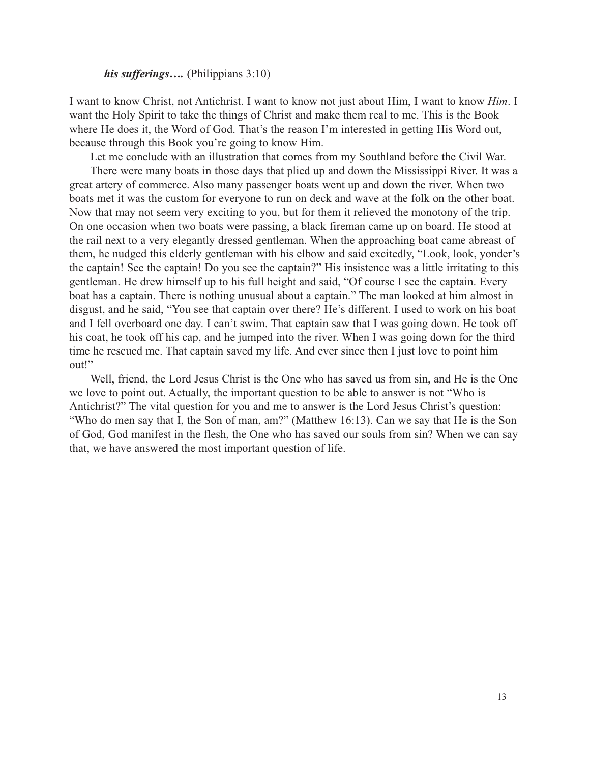***his sufferings….*** (Philippians 3:10)

I want to know Christ, not Antichrist. I want to know not just about Him, I want to know *Him*. I want the Holy Spirit to take the things of Christ and make them real to me. This is the Book where He does it, the Word of God. That's the reason I'm interested in getting His Word out, because through this Book you're going to know Him.

Let me conclude with an illustration that comes from my Southland before the Civil War.

There were many boats in those days that plied up and down the Mississippi River. It was a great artery of commerce. Also many passenger boats went up and down the river. When two boats met it was the custom for everyone to run on deck and wave at the folk on the other boat. Now that may not seem very exciting to you, but for them it relieved the monotony of the trip. On one occasion when two boats were passing, a black fireman came up on board. He stood at the rail next to a very elegantly dressed gentleman. When the approaching boat came abreast of them, he nudged this elderly gentleman with his elbow and said excitedly, "Look, look, yonder's the captain! See the captain! Do you see the captain?" His insistence was a little irritating to this gentleman. He drew himself up to his full height and said, "Of course I see the captain. Every boat has a captain. There is nothing unusual about a captain." The man looked at him almost in disgust, and he said, "You see that captain over there? He's different. I used to work on his boat and I fell overboard one day. I can't swim. That captain saw that I was going down. He took off his coat, he took off his cap, and he jumped into the river. When I was going down for the third time he rescued me. That captain saved my life. And ever since then I just love to point him out!"

Well, friend, the Lord Jesus Christ is the One who has saved us from sin, and He is the One we love to point out. Actually, the important question to be able to answer is not "Who is Antichrist?" The vital question for you and me to answer is the Lord Jesus Christ's question: "Who do men say that I, the Son of man, am?" (Matthew 16:13). Can we say that He is the Son of God, God manifest in the flesh, the One who has saved our souls from sin? When we can say that, we have answered the most important question of life.